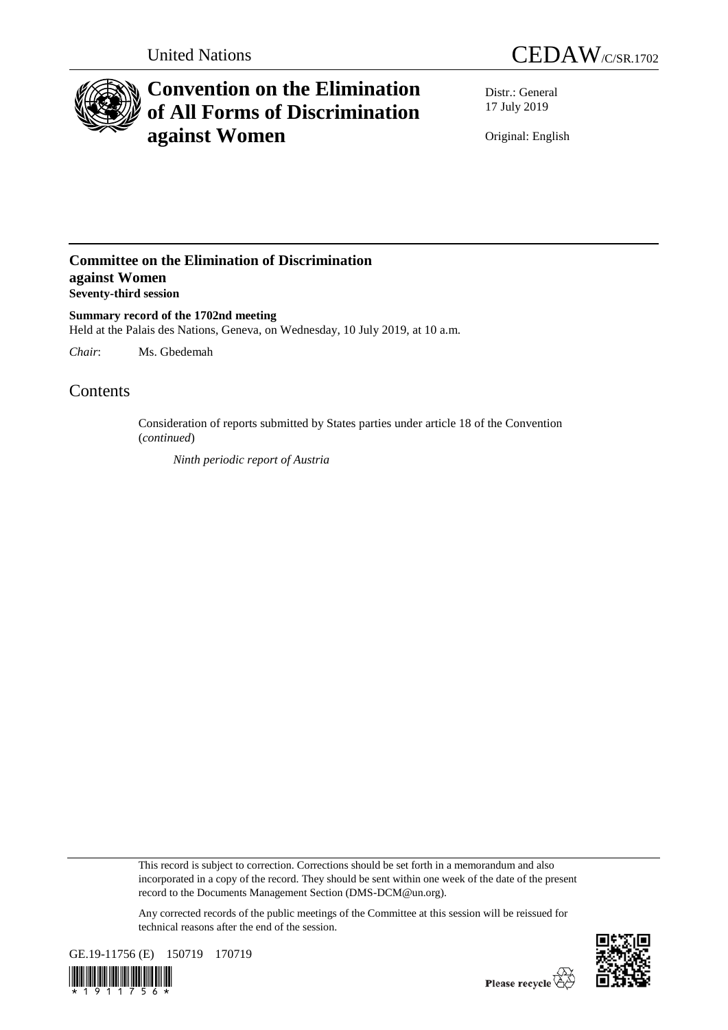United Nations

CEDAW/C/SR.1702

# Convention on the Elimination of All Forms of Discrimination against Women

Distr.: General
17 July 2019

Original: English

## Committee on the Elimination of Discrimination against Women
**Seventy-third session**

**Summary record of the 1702nd meeting**
Held at the Palais des Nations, Geneva, on Wednesday, 10 July 2019, at 10 a.m.

*Chair*: Ms. Gbedemah

# Contents

Consideration of reports submitted by States parties under article 18 of the Convention (*continued*)

*Ninth periodic report of Austria*

This record is subject to correction. Corrections should be set forth in a memorandum and also incorporated in a copy of the record. They should be sent within one week of the date of the present record to the Documents Management Section (DMS-DCM@un.org).

Any corrected records of the public meetings of the Committee at this session will be reissued for technical reasons after the end of the session.

GE.19-11756 (E) 150719 170719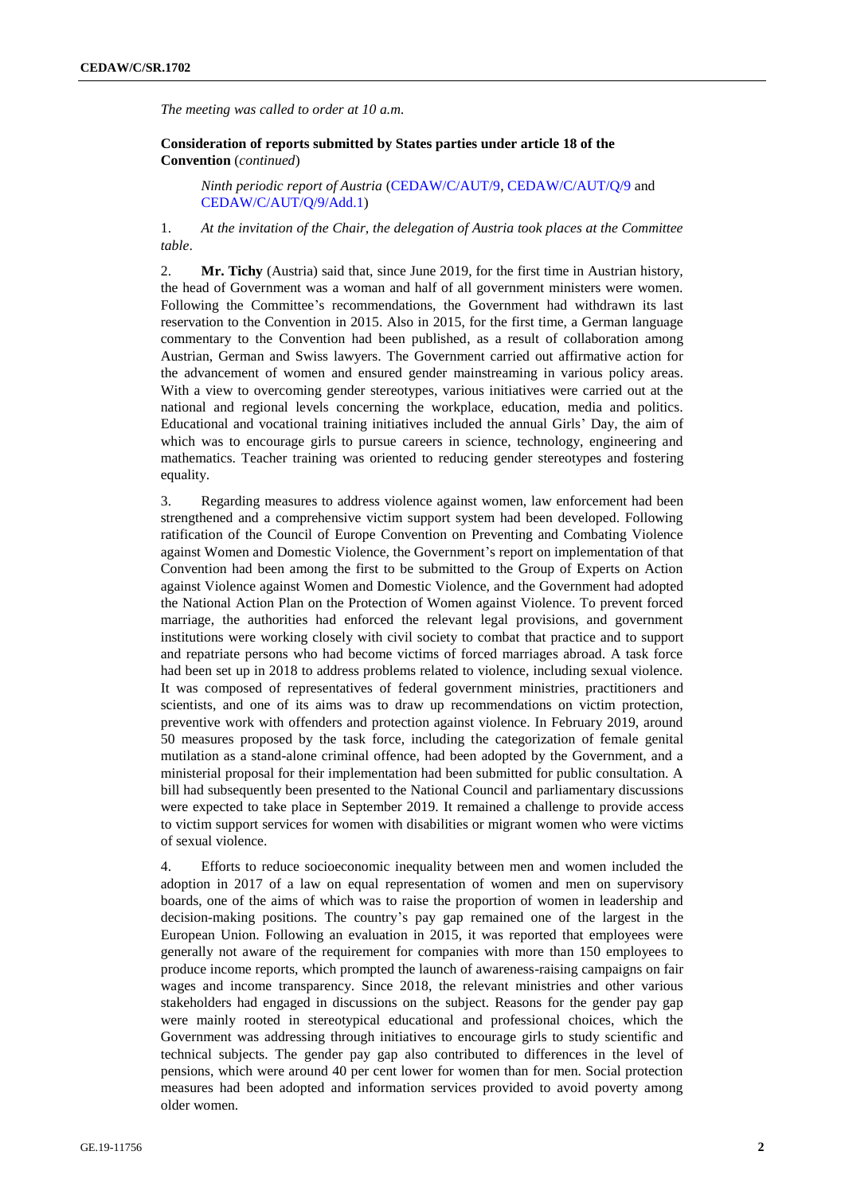*The meeting was called to order at 10 a.m.*

**Consideration of reports submitted by States parties under article 18 of the Convention** (*continued*)

*Ninth periodic report of Austria* (CEDAW/C/AUT/9, CEDAW/C/AUT/Q/9 and CEDAW/C/AUT/Q/9/Add.1)

1. *At the invitation of the Chair, the delegation of Austria took places at the Committee table*.

2. **Mr. Tichy** (Austria) said that, since June 2019, for the first time in Austrian history, the head of Government was a woman and half of all government ministers were women. Following the Committee's recommendations, the Government had withdrawn its last reservation to the Convention in 2015. Also in 2015, for the first time, a German language commentary to the Convention had been published, as a result of collaboration among Austrian, German and Swiss lawyers. The Government carried out affirmative action for the advancement of women and ensured gender mainstreaming in various policy areas. With a view to overcoming gender stereotypes, various initiatives were carried out at the national and regional levels concerning the workplace, education, media and politics. Educational and vocational training initiatives included the annual Girls' Day, the aim of which was to encourage girls to pursue careers in science, technology, engineering and mathematics. Teacher training was oriented to reducing gender stereotypes and fostering equality.

3. Regarding measures to address violence against women, law enforcement had been strengthened and a comprehensive victim support system had been developed. Following ratification of the Council of Europe Convention on Preventing and Combating Violence against Women and Domestic Violence, the Government's report on implementation of that Convention had been among the first to be submitted to the Group of Experts on Action against Violence against Women and Domestic Violence, and the Government had adopted the National Action Plan on the Protection of Women against Violence. To prevent forced marriage, the authorities had enforced the relevant legal provisions, and government institutions were working closely with civil society to combat that practice and to support and repatriate persons who had become victims of forced marriages abroad. A task force had been set up in 2018 to address problems related to violence, including sexual violence. It was composed of representatives of federal government ministries, practitioners and scientists, and one of its aims was to draw up recommendations on victim protection, preventive work with offenders and protection against violence. In February 2019, around 50 measures proposed by the task force, including the categorization of female genital mutilation as a stand-alone criminal offence, had been adopted by the Government, and a ministerial proposal for their implementation had been submitted for public consultation. A bill had subsequently been presented to the National Council and parliamentary discussions were expected to take place in September 2019. It remained a challenge to provide access to victim support services for women with disabilities or migrant women who were victims of sexual violence.

4. Efforts to reduce socioeconomic inequality between men and women included the adoption in 2017 of a law on equal representation of women and men on supervisory boards, one of the aims of which was to raise the proportion of women in leadership and decision-making positions. The country's pay gap remained one of the largest in the European Union. Following an evaluation in 2015, it was reported that employees were generally not aware of the requirement for companies with more than 150 employees to produce income reports, which prompted the launch of awareness-raising campaigns on fair wages and income transparency. Since 2018, the relevant ministries and other various stakeholders had engaged in discussions on the subject. Reasons for the gender pay gap were mainly rooted in stereotypical educational and professional choices, which the Government was addressing through initiatives to encourage girls to study scientific and technical subjects. The gender pay gap also contributed to differences in the level of pensions, which were around 40 per cent lower for women than for men. Social protection measures had been adopted and information services provided to avoid poverty among older women.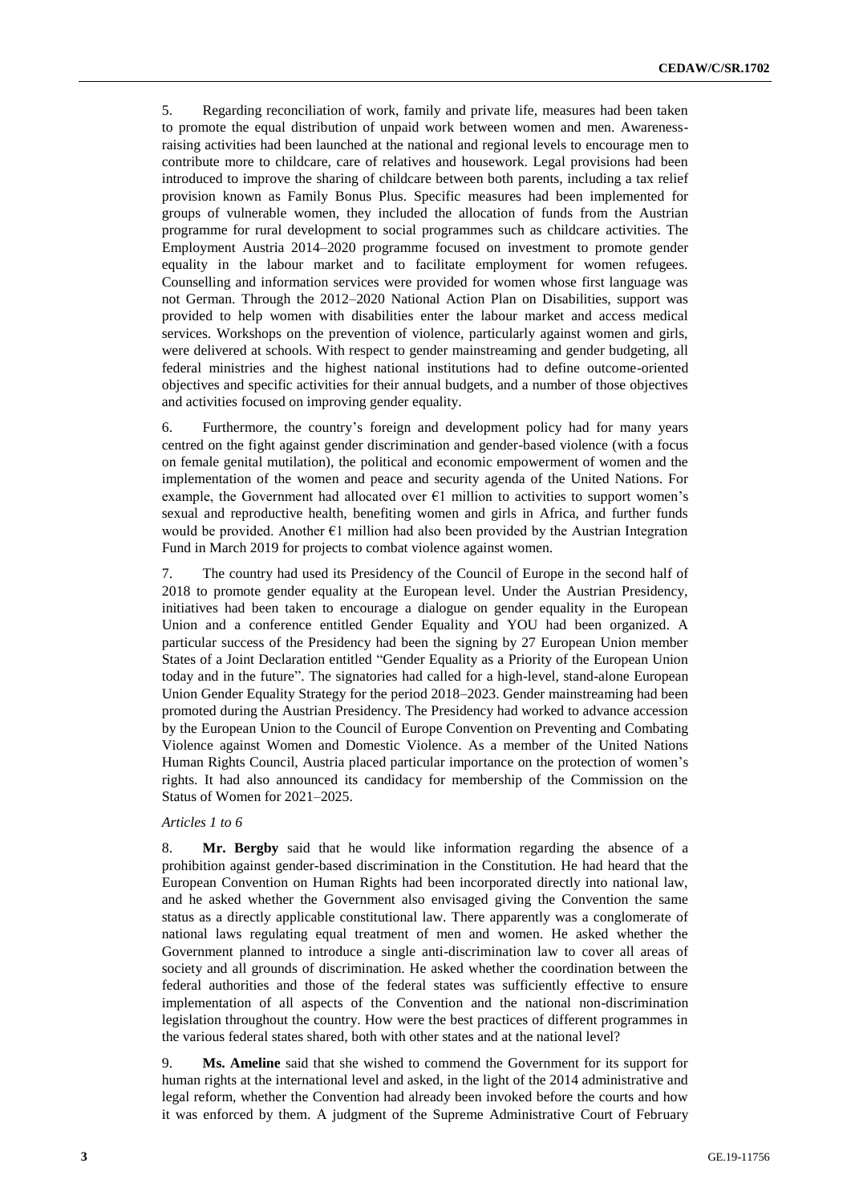5. Regarding reconciliation of work, family and private life, measures had been taken to promote the equal distribution of unpaid work between women and men. Awareness-raising activities had been launched at the national and regional levels to encourage men to contribute more to childcare, care of relatives and housework. Legal provisions had been introduced to improve the sharing of childcare between both parents, including a tax relief provision known as Family Bonus Plus. Specific measures had been implemented for groups of vulnerable women, they included the allocation of funds from the Austrian programme for rural development to social programmes such as childcare activities. The Employment Austria 2014–2020 programme focused on investment to promote gender equality in the labour market and to facilitate employment for women refugees. Counselling and information services were provided for women whose first language was not German. Through the 2012–2020 National Action Plan on Disabilities, support was provided to help women with disabilities enter the labour market and access medical services. Workshops on the prevention of violence, particularly against women and girls, were delivered at schools. With respect to gender mainstreaming and gender budgeting, all federal ministries and the highest national institutions had to define outcome-oriented objectives and specific activities for their annual budgets, and a number of those objectives and activities focused on improving gender equality.

6. Furthermore, the country's foreign and development policy had for many years centred on the fight against gender discrimination and gender-based violence (with a focus on female genital mutilation), the political and economic empowerment of women and the implementation of the women and peace and security agenda of the United Nations. For example, the Government had allocated over €1 million to activities to support women's sexual and reproductive health, benefiting women and girls in Africa, and further funds would be provided. Another €1 million had also been provided by the Austrian Integration Fund in March 2019 for projects to combat violence against women.

7. The country had used its Presidency of the Council of Europe in the second half of 2018 to promote gender equality at the European level. Under the Austrian Presidency, initiatives had been taken to encourage a dialogue on gender equality in the European Union and a conference entitled Gender Equality and YOU had been organized. A particular success of the Presidency had been the signing by 27 European Union member States of a Joint Declaration entitled "Gender Equality as a Priority of the European Union today and in the future". The signatories had called for a high-level, stand-alone European Union Gender Equality Strategy for the period 2018–2023. Gender mainstreaming had been promoted during the Austrian Presidency. The Presidency had worked to advance accession by the European Union to the Council of Europe Convention on Preventing and Combating Violence against Women and Domestic Violence. As a member of the United Nations Human Rights Council, Austria placed particular importance on the protection of women's rights. It had also announced its candidacy for membership of the Commission on the Status of Women for 2021–2025.

*Articles 1 to 6*

8. **Mr. Bergby** said that he would like information regarding the absence of a prohibition against gender-based discrimination in the Constitution. He had heard that the European Convention on Human Rights had been incorporated directly into national law, and he asked whether the Government also envisaged giving the Convention the same status as a directly applicable constitutional law. There apparently was a conglomerate of national laws regulating equal treatment of men and women. He asked whether the Government planned to introduce a single anti-discrimination law to cover all areas of society and all grounds of discrimination. He asked whether the coordination between the federal authorities and those of the federal states was sufficiently effective to ensure implementation of all aspects of the Convention and the national non-discrimination legislation throughout the country. How were the best practices of different programmes in the various federal states shared, both with other states and at the national level?

9. **Ms. Ameline** said that she wished to commend the Government for its support for human rights at the international level and asked, in the light of the 2014 administrative and legal reform, whether the Convention had already been invoked before the courts and how it was enforced by them. A judgment of the Supreme Administrative Court of February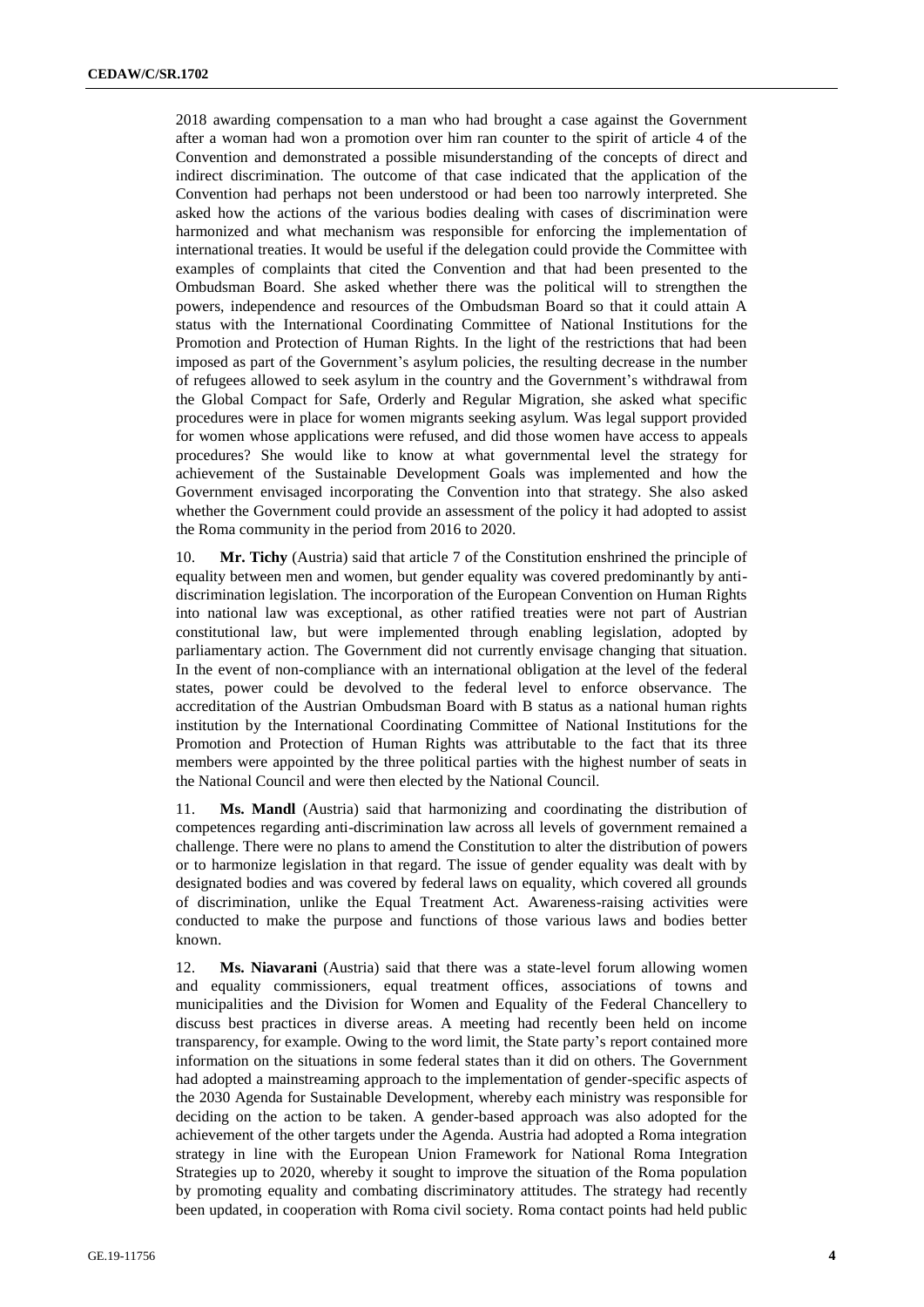2018 awarding compensation to a man who had brought a case against the Government after a woman had won a promotion over him ran counter to the spirit of article 4 of the Convention and demonstrated a possible misunderstanding of the concepts of direct and indirect discrimination. The outcome of that case indicated that the application of the Convention had perhaps not been understood or had been too narrowly interpreted. She asked how the actions of the various bodies dealing with cases of discrimination were harmonized and what mechanism was responsible for enforcing the implementation of international treaties. It would be useful if the delegation could provide the Committee with examples of complaints that cited the Convention and that had been presented to the Ombudsman Board. She asked whether there was the political will to strengthen the powers, independence and resources of the Ombudsman Board so that it could attain A status with the International Coordinating Committee of National Institutions for the Promotion and Protection of Human Rights. In the light of the restrictions that had been imposed as part of the Government's asylum policies, the resulting decrease in the number of refugees allowed to seek asylum in the country and the Government's withdrawal from the Global Compact for Safe, Orderly and Regular Migration, she asked what specific procedures were in place for women migrants seeking asylum. Was legal support provided for women whose applications were refused, and did those women have access to appeals procedures? She would like to know at what governmental level the strategy for achievement of the Sustainable Development Goals was implemented and how the Government envisaged incorporating the Convention into that strategy. She also asked whether the Government could provide an assessment of the policy it had adopted to assist the Roma community in the period from 2016 to 2020.

10. **Mr. Tichy** (Austria) said that article 7 of the Constitution enshrined the principle of equality between men and women, but gender equality was covered predominantly by anti-discrimination legislation. The incorporation of the European Convention on Human Rights into national law was exceptional, as other ratified treaties were not part of Austrian constitutional law, but were implemented through enabling legislation, adopted by parliamentary action. The Government did not currently envisage changing that situation. In the event of non-compliance with an international obligation at the level of the federal states, power could be devolved to the federal level to enforce observance. The accreditation of the Austrian Ombudsman Board with B status as a national human rights institution by the International Coordinating Committee of National Institutions for the Promotion and Protection of Human Rights was attributable to the fact that its three members were appointed by the three political parties with the highest number of seats in the National Council and were then elected by the National Council.

11. **Ms. Mandl** (Austria) said that harmonizing and coordinating the distribution of competences regarding anti-discrimination law across all levels of government remained a challenge. There were no plans to amend the Constitution to alter the distribution of powers or to harmonize legislation in that regard. The issue of gender equality was dealt with by designated bodies and was covered by federal laws on equality, which covered all grounds of discrimination, unlike the Equal Treatment Act. Awareness-raising activities were conducted to make the purpose and functions of those various laws and bodies better known.

12. **Ms. Niavarani** (Austria) said that there was a state-level forum allowing women and equality commissioners, equal treatment offices, associations of towns and municipalities and the Division for Women and Equality of the Federal Chancellery to discuss best practices in diverse areas. A meeting had recently been held on income transparency, for example. Owing to the word limit, the State party's report contained more information on the situations in some federal states than it did on others. The Government had adopted a mainstreaming approach to the implementation of gender-specific aspects of the 2030 Agenda for Sustainable Development, whereby each ministry was responsible for deciding on the action to be taken. A gender-based approach was also adopted for the achievement of the other targets under the Agenda. Austria had adopted a Roma integration strategy in line with the European Union Framework for National Roma Integration Strategies up to 2020, whereby it sought to improve the situation of the Roma population by promoting equality and combating discriminatory attitudes. The strategy had recently been updated, in cooperation with Roma civil society. Roma contact points had held public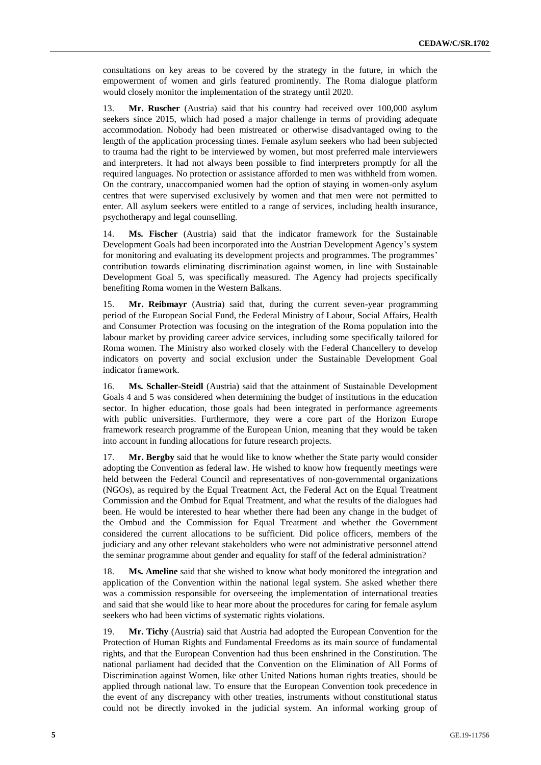consultations on key areas to be covered by the strategy in the future, in which the empowerment of women and girls featured prominently. The Roma dialogue platform would closely monitor the implementation of the strategy until 2020.

13. **Mr. Ruscher** (Austria) said that his country had received over 100,000 asylum seekers since 2015, which had posed a major challenge in terms of providing adequate accommodation. Nobody had been mistreated or otherwise disadvantaged owing to the length of the application processing times. Female asylum seekers who had been subjected to trauma had the right to be interviewed by women, but most preferred male interviewers and interpreters. It had not always been possible to find interpreters promptly for all the required languages. No protection or assistance afforded to men was withheld from women. On the contrary, unaccompanied women had the option of staying in women-only asylum centres that were supervised exclusively by women and that men were not permitted to enter. All asylum seekers were entitled to a range of services, including health insurance, psychotherapy and legal counselling.

14. **Ms. Fischer** (Austria) said that the indicator framework for the Sustainable Development Goals had been incorporated into the Austrian Development Agency's system for monitoring and evaluating its development projects and programmes. The programmes' contribution towards eliminating discrimination against women, in line with Sustainable Development Goal 5, was specifically measured. The Agency had projects specifically benefiting Roma women in the Western Balkans.

15. **Mr. Reibmayr** (Austria) said that, during the current seven-year programming period of the European Social Fund, the Federal Ministry of Labour, Social Affairs, Health and Consumer Protection was focusing on the integration of the Roma population into the labour market by providing career advice services, including some specifically tailored for Roma women. The Ministry also worked closely with the Federal Chancellery to develop indicators on poverty and social exclusion under the Sustainable Development Goal indicator framework.

16. **Ms. Schaller-Steidl** (Austria) said that the attainment of Sustainable Development Goals 4 and 5 was considered when determining the budget of institutions in the education sector. In higher education, those goals had been integrated in performance agreements with public universities. Furthermore, they were a core part of the Horizon Europe framework research programme of the European Union, meaning that they would be taken into account in funding allocations for future research projects.

17. **Mr. Bergby** said that he would like to know whether the State party would consider adopting the Convention as federal law. He wished to know how frequently meetings were held between the Federal Council and representatives of non-governmental organizations (NGOs), as required by the Equal Treatment Act, the Federal Act on the Equal Treatment Commission and the Ombud for Equal Treatment, and what the results of the dialogues had been. He would be interested to hear whether there had been any change in the budget of the Ombud and the Commission for Equal Treatment and whether the Government considered the current allocations to be sufficient. Did police officers, members of the judiciary and any other relevant stakeholders who were not administrative personnel attend the seminar programme about gender and equality for staff of the federal administration?

18. **Ms. Ameline** said that she wished to know what body monitored the integration and application of the Convention within the national legal system. She asked whether there was a commission responsible for overseeing the implementation of international treaties and said that she would like to hear more about the procedures for caring for female asylum seekers who had been victims of systematic rights violations.

19. **Mr. Tichy** (Austria) said that Austria had adopted the European Convention for the Protection of Human Rights and Fundamental Freedoms as its main source of fundamental rights, and that the European Convention had thus been enshrined in the Constitution. The national parliament had decided that the Convention on the Elimination of All Forms of Discrimination against Women, like other United Nations human rights treaties, should be applied through national law. To ensure that the European Convention took precedence in the event of any discrepancy with other treaties, instruments without constitutional status could not be directly invoked in the judicial system. An informal working group of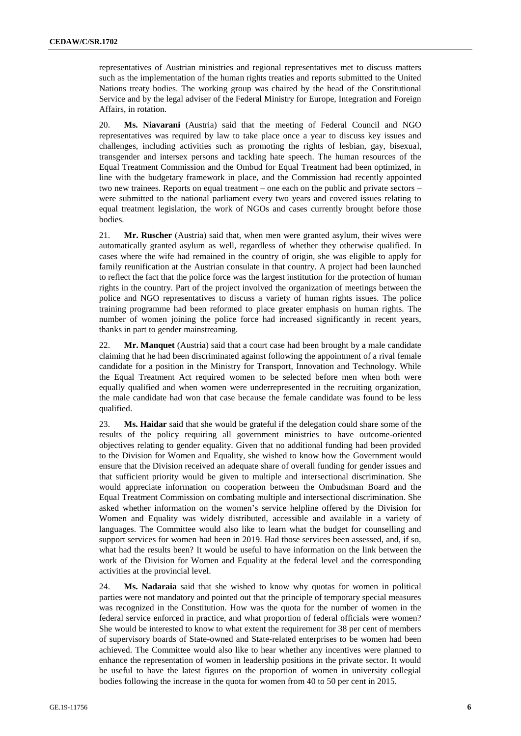representatives of Austrian ministries and regional representatives met to discuss matters such as the implementation of the human rights treaties and reports submitted to the United Nations treaty bodies. The working group was chaired by the head of the Constitutional Service and by the legal adviser of the Federal Ministry for Europe, Integration and Foreign Affairs, in rotation.

20. **Ms. Niavarani** (Austria) said that the meeting of Federal Council and NGO representatives was required by law to take place once a year to discuss key issues and challenges, including activities such as promoting the rights of lesbian, gay, bisexual, transgender and intersex persons and tackling hate speech. The human resources of the Equal Treatment Commission and the Ombud for Equal Treatment had been optimized, in line with the budgetary framework in place, and the Commission had recently appointed two new trainees. Reports on equal treatment – one each on the public and private sectors – were submitted to the national parliament every two years and covered issues relating to equal treatment legislation, the work of NGOs and cases currently brought before those bodies.

21. **Mr. Ruscher** (Austria) said that, when men were granted asylum, their wives were automatically granted asylum as well, regardless of whether they otherwise qualified. In cases where the wife had remained in the country of origin, she was eligible to apply for family reunification at the Austrian consulate in that country. A project had been launched to reflect the fact that the police force was the largest institution for the protection of human rights in the country. Part of the project involved the organization of meetings between the police and NGO representatives to discuss a variety of human rights issues. The police training programme had been reformed to place greater emphasis on human rights. The number of women joining the police force had increased significantly in recent years, thanks in part to gender mainstreaming.

22. **Mr. Manquet** (Austria) said that a court case had been brought by a male candidate claiming that he had been discriminated against following the appointment of a rival female candidate for a position in the Ministry for Transport, Innovation and Technology. While the Equal Treatment Act required women to be selected before men when both were equally qualified and when women were underrepresented in the recruiting organization, the male candidate had won that case because the female candidate was found to be less qualified.

23. **Ms. Haidar** said that she would be grateful if the delegation could share some of the results of the policy requiring all government ministries to have outcome-oriented objectives relating to gender equality. Given that no additional funding had been provided to the Division for Women and Equality, she wished to know how the Government would ensure that the Division received an adequate share of overall funding for gender issues and that sufficient priority would be given to multiple and intersectional discrimination. She would appreciate information on cooperation between the Ombudsman Board and the Equal Treatment Commission on combating multiple and intersectional discrimination. She asked whether information on the women's service helpline offered by the Division for Women and Equality was widely distributed, accessible and available in a variety of languages. The Committee would also like to learn what the budget for counselling and support services for women had been in 2019. Had those services been assessed, and, if so, what had the results been? It would be useful to have information on the link between the work of the Division for Women and Equality at the federal level and the corresponding activities at the provincial level.

24. **Ms. Nadaraia** said that she wished to know why quotas for women in political parties were not mandatory and pointed out that the principle of temporary special measures was recognized in the Constitution. How was the quota for the number of women in the federal service enforced in practice, and what proportion of federal officials were women? She would be interested to know to what extent the requirement for 38 per cent of members of supervisory boards of State-owned and State-related enterprises to be women had been achieved. The Committee would also like to hear whether any incentives were planned to enhance the representation of women in leadership positions in the private sector. It would be useful to have the latest figures on the proportion of women in university collegial bodies following the increase in the quota for women from 40 to 50 per cent in 2015.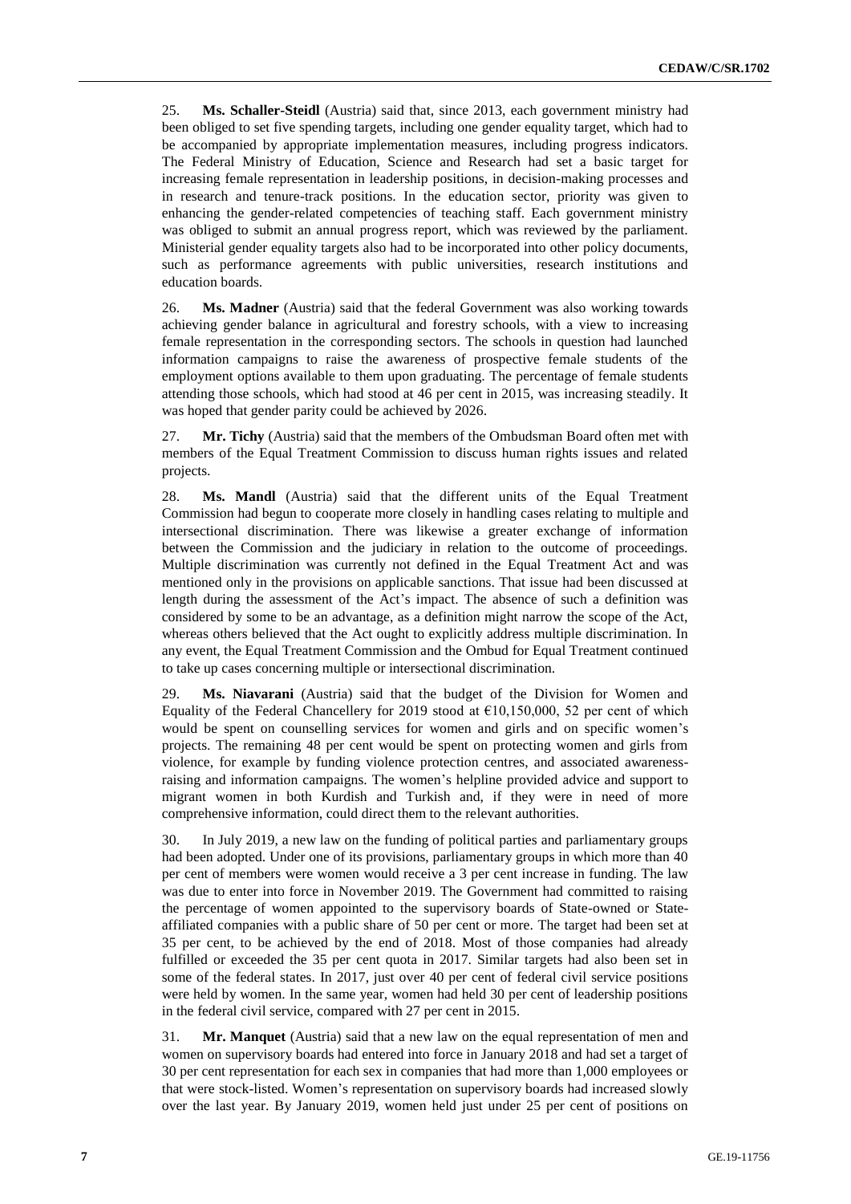25. **Ms. Schaller-Steidl** (Austria) said that, since 2013, each government ministry had been obliged to set five spending targets, including one gender equality target, which had to be accompanied by appropriate implementation measures, including progress indicators. The Federal Ministry of Education, Science and Research had set a basic target for increasing female representation in leadership positions, in decision-making processes and in research and tenure-track positions. In the education sector, priority was given to enhancing the gender-related competencies of teaching staff. Each government ministry was obliged to submit an annual progress report, which was reviewed by the parliament. Ministerial gender equality targets also had to be incorporated into other policy documents, such as performance agreements with public universities, research institutions and education boards.

26. **Ms. Madner** (Austria) said that the federal Government was also working towards achieving gender balance in agricultural and forestry schools, with a view to increasing female representation in the corresponding sectors. The schools in question had launched information campaigns to raise the awareness of prospective female students of the employment options available to them upon graduating. The percentage of female students attending those schools, which had stood at 46 per cent in 2015, was increasing steadily. It was hoped that gender parity could be achieved by 2026.

27. **Mr. Tichy** (Austria) said that the members of the Ombudsman Board often met with members of the Equal Treatment Commission to discuss human rights issues and related projects.

28. **Ms. Mandl** (Austria) said that the different units of the Equal Treatment Commission had begun to cooperate more closely in handling cases relating to multiple and intersectional discrimination. There was likewise a greater exchange of information between the Commission and the judiciary in relation to the outcome of proceedings. Multiple discrimination was currently not defined in the Equal Treatment Act and was mentioned only in the provisions on applicable sanctions. That issue had been discussed at length during the assessment of the Act's impact. The absence of such a definition was considered by some to be an advantage, as a definition might narrow the scope of the Act, whereas others believed that the Act ought to explicitly address multiple discrimination. In any event, the Equal Treatment Commission and the Ombud for Equal Treatment continued to take up cases concerning multiple or intersectional discrimination.

29. **Ms. Niavarani** (Austria) said that the budget of the Division for Women and Equality of the Federal Chancellery for 2019 stood at €10,150,000, 52 per cent of which would be spent on counselling services for women and girls and on specific women's projects. The remaining 48 per cent would be spent on protecting women and girls from violence, for example by funding violence protection centres, and associated awareness-raising and information campaigns. The women's helpline provided advice and support to migrant women in both Kurdish and Turkish and, if they were in need of more comprehensive information, could direct them to the relevant authorities.

30. In July 2019, a new law on the funding of political parties and parliamentary groups had been adopted. Under one of its provisions, parliamentary groups in which more than 40 per cent of members were women would receive a 3 per cent increase in funding. The law was due to enter into force in November 2019. The Government had committed to raising the percentage of women appointed to the supervisory boards of State-owned or State-affiliated companies with a public share of 50 per cent or more. The target had been set at 35 per cent, to be achieved by the end of 2018. Most of those companies had already fulfilled or exceeded the 35 per cent quota in 2017. Similar targets had also been set in some of the federal states. In 2017, just over 40 per cent of federal civil service positions were held by women. In the same year, women had held 30 per cent of leadership positions in the federal civil service, compared with 27 per cent in 2015.

31. **Mr. Manquet** (Austria) said that a new law on the equal representation of men and women on supervisory boards had entered into force in January 2018 and had set a target of 30 per cent representation for each sex in companies that had more than 1,000 employees or that were stock-listed. Women's representation on supervisory boards had increased slowly over the last year. By January 2019, women held just under 25 per cent of positions on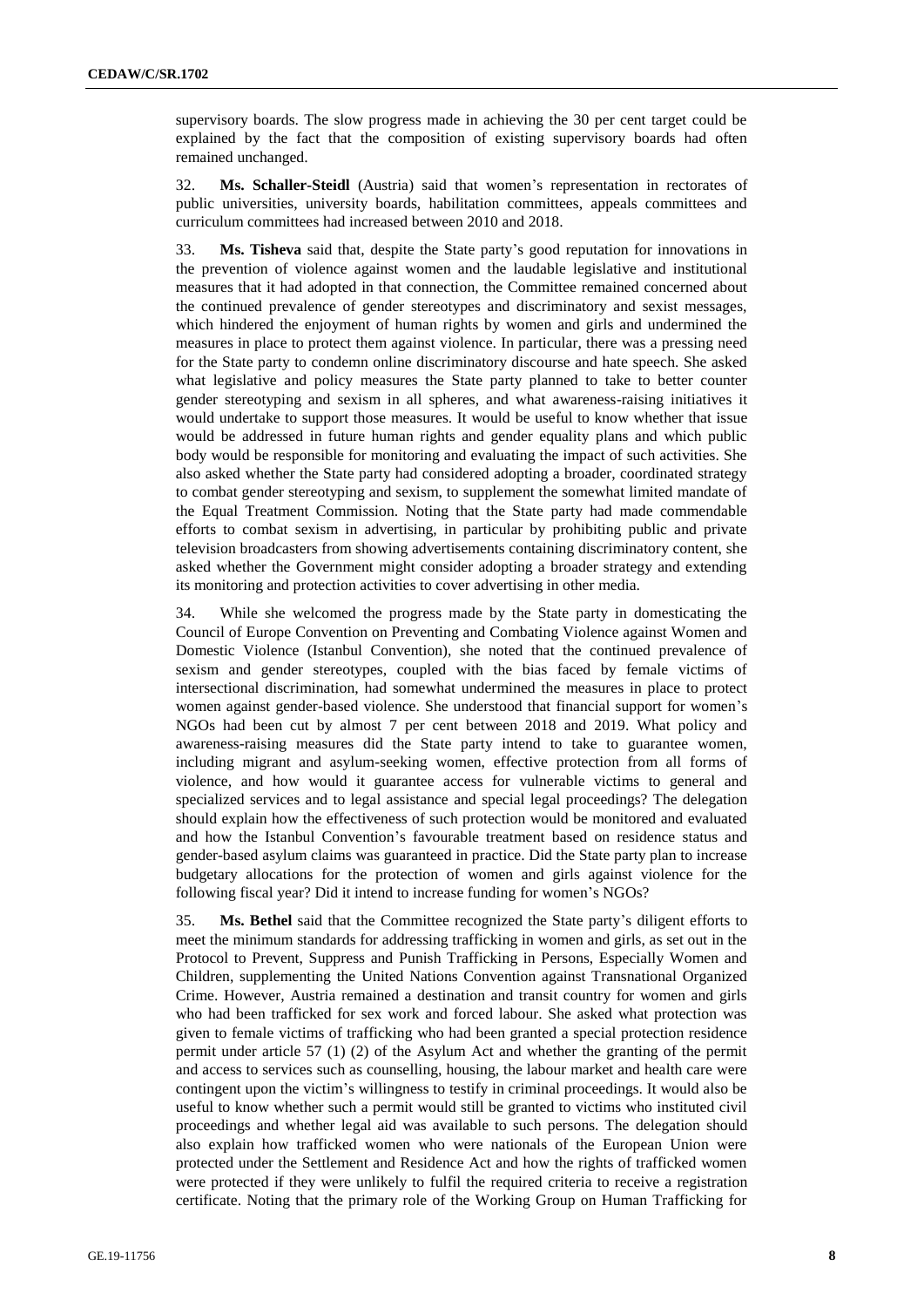supervisory boards. The slow progress made in achieving the 30 per cent target could be explained by the fact that the composition of existing supervisory boards had often remained unchanged.

32. **Ms. Schaller-Steidl** (Austria) said that women's representation in rectorates of public universities, university boards, habilitation committees, appeals committees and curriculum committees had increased between 2010 and 2018.

33. **Ms. Tisheva** said that, despite the State party's good reputation for innovations in the prevention of violence against women and the laudable legislative and institutional measures that it had adopted in that connection, the Committee remained concerned about the continued prevalence of gender stereotypes and discriminatory and sexist messages, which hindered the enjoyment of human rights by women and girls and undermined the measures in place to protect them against violence. In particular, there was a pressing need for the State party to condemn online discriminatory discourse and hate speech. She asked what legislative and policy measures the State party planned to take to better counter gender stereotyping and sexism in all spheres, and what awareness-raising initiatives it would undertake to support those measures. It would be useful to know whether that issue would be addressed in future human rights and gender equality plans and which public body would be responsible for monitoring and evaluating the impact of such activities. She also asked whether the State party had considered adopting a broader, coordinated strategy to combat gender stereotyping and sexism, to supplement the somewhat limited mandate of the Equal Treatment Commission. Noting that the State party had made commendable efforts to combat sexism in advertising, in particular by prohibiting public and private television broadcasters from showing advertisements containing discriminatory content, she asked whether the Government might consider adopting a broader strategy and extending its monitoring and protection activities to cover advertising in other media.

34. While she welcomed the progress made by the State party in domesticating the Council of Europe Convention on Preventing and Combating Violence against Women and Domestic Violence (Istanbul Convention), she noted that the continued prevalence of sexism and gender stereotypes, coupled with the bias faced by female victims of intersectional discrimination, had somewhat undermined the measures in place to protect women against gender-based violence. She understood that financial support for women's NGOs had been cut by almost 7 per cent between 2018 and 2019. What policy and awareness-raising measures did the State party intend to take to guarantee women, including migrant and asylum-seeking women, effective protection from all forms of violence, and how would it guarantee access for vulnerable victims to general and specialized services and to legal assistance and special legal proceedings? The delegation should explain how the effectiveness of such protection would be monitored and evaluated and how the Istanbul Convention's favourable treatment based on residence status and gender-based asylum claims was guaranteed in practice. Did the State party plan to increase budgetary allocations for the protection of women and girls against violence for the following fiscal year? Did it intend to increase funding for women's NGOs?

35. **Ms. Bethel** said that the Committee recognized the State party's diligent efforts to meet the minimum standards for addressing trafficking in women and girls, as set out in the Protocol to Prevent, Suppress and Punish Trafficking in Persons, Especially Women and Children, supplementing the United Nations Convention against Transnational Organized Crime. However, Austria remained a destination and transit country for women and girls who had been trafficked for sex work and forced labour. She asked what protection was given to female victims of trafficking who had been granted a special protection residence permit under article 57 (1) (2) of the Asylum Act and whether the granting of the permit and access to services such as counselling, housing, the labour market and health care were contingent upon the victim's willingness to testify in criminal proceedings. It would also be useful to know whether such a permit would still be granted to victims who instituted civil proceedings and whether legal aid was available to such persons. The delegation should also explain how trafficked women who were nationals of the European Union were protected under the Settlement and Residence Act and how the rights of trafficked women were protected if they were unlikely to fulfil the required criteria to receive a registration certificate. Noting that the primary role of the Working Group on Human Trafficking for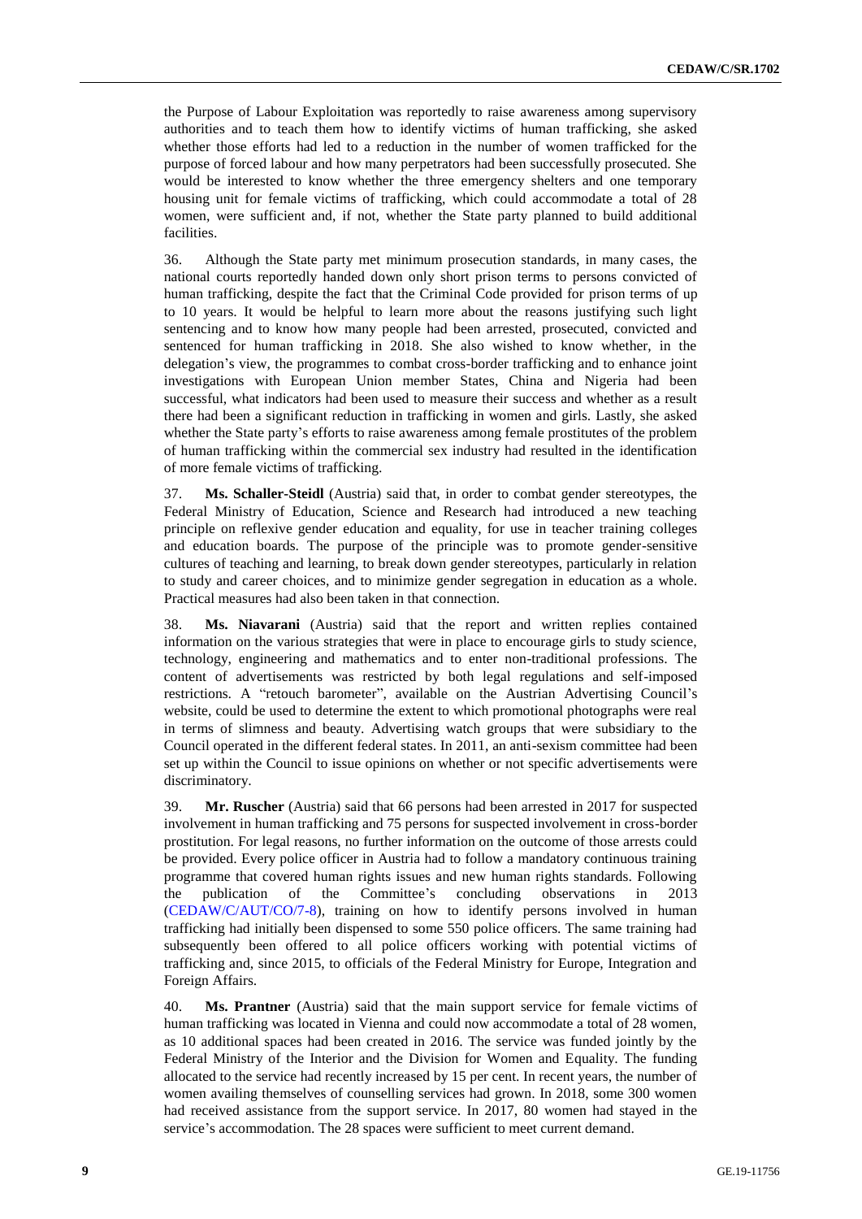the Purpose of Labour Exploitation was reportedly to raise awareness among supervisory authorities and to teach them how to identify victims of human trafficking, she asked whether those efforts had led to a reduction in the number of women trafficked for the purpose of forced labour and how many perpetrators had been successfully prosecuted. She would be interested to know whether the three emergency shelters and one temporary housing unit for female victims of trafficking, which could accommodate a total of 28 women, were sufficient and, if not, whether the State party planned to build additional facilities.

36. Although the State party met minimum prosecution standards, in many cases, the national courts reportedly handed down only short prison terms to persons convicted of human trafficking, despite the fact that the Criminal Code provided for prison terms of up to 10 years. It would be helpful to learn more about the reasons justifying such light sentencing and to know how many people had been arrested, prosecuted, convicted and sentenced for human trafficking in 2018. She also wished to know whether, in the delegation's view, the programmes to combat cross-border trafficking and to enhance joint investigations with European Union member States, China and Nigeria had been successful, what indicators had been used to measure their success and whether as a result there had been a significant reduction in trafficking in women and girls. Lastly, she asked whether the State party's efforts to raise awareness among female prostitutes of the problem of human trafficking within the commercial sex industry had resulted in the identification of more female victims of trafficking.

37. **Ms. Schaller-Steidl** (Austria) said that, in order to combat gender stereotypes, the Federal Ministry of Education, Science and Research had introduced a new teaching principle on reflexive gender education and equality, for use in teacher training colleges and education boards. The purpose of the principle was to promote gender-sensitive cultures of teaching and learning, to break down gender stereotypes, particularly in relation to study and career choices, and to minimize gender segregation in education as a whole. Practical measures had also been taken in that connection.

38. **Ms. Niavarani** (Austria) said that the report and written replies contained information on the various strategies that were in place to encourage girls to study science, technology, engineering and mathematics and to enter non-traditional professions. The content of advertisements was restricted by both legal regulations and self-imposed restrictions. A "retouch barometer", available on the Austrian Advertising Council's website, could be used to determine the extent to which promotional photographs were real in terms of slimness and beauty. Advertising watch groups that were subsidiary to the Council operated in the different federal states. In 2011, an anti-sexism committee had been set up within the Council to issue opinions on whether or not specific advertisements were discriminatory.

39. **Mr. Ruscher** (Austria) said that 66 persons had been arrested in 2017 for suspected involvement in human trafficking and 75 persons for suspected involvement in cross-border prostitution. For legal reasons, no further information on the outcome of those arrests could be provided. Every police officer in Austria had to follow a mandatory continuous training programme that covered human rights issues and new human rights standards. Following the publication of the Committee's concluding observations in 2013 (CEDAW/C/AUT/CO/7-8), training on how to identify persons involved in human trafficking had initially been dispensed to some 550 police officers. The same training had subsequently been offered to all police officers working with potential victims of trafficking and, since 2015, to officials of the Federal Ministry for Europe, Integration and Foreign Affairs.

40. **Ms. Prantner** (Austria) said that the main support service for female victims of human trafficking was located in Vienna and could now accommodate a total of 28 women, as 10 additional spaces had been created in 2016. The service was funded jointly by the Federal Ministry of the Interior and the Division for Women and Equality. The funding allocated to the service had recently increased by 15 per cent. In recent years, the number of women availing themselves of counselling services had grown. In 2018, some 300 women had received assistance from the support service. In 2017, 80 women had stayed in the service's accommodation. The 28 spaces were sufficient to meet current demand.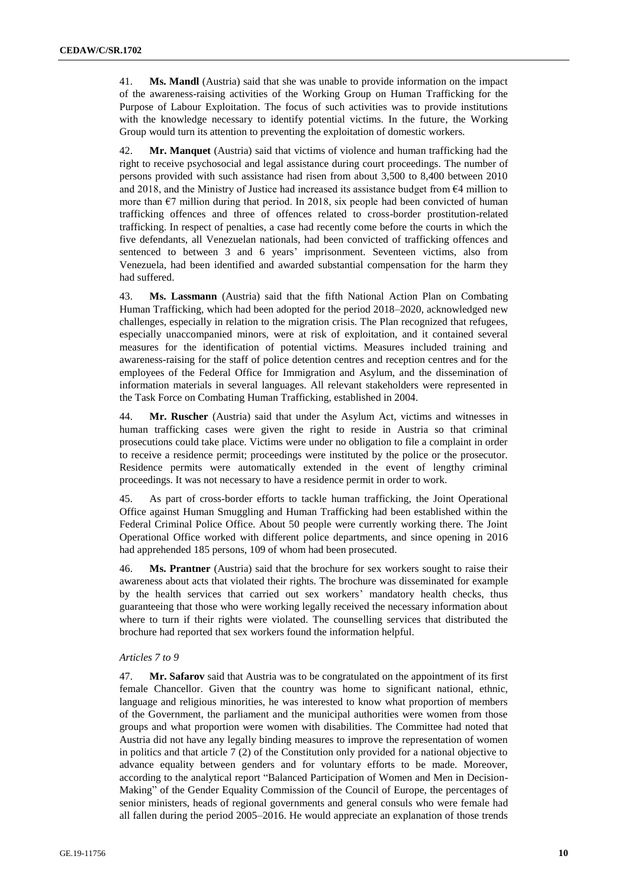41. **Ms. Mandl** (Austria) said that she was unable to provide information on the impact of the awareness-raising activities of the Working Group on Human Trafficking for the Purpose of Labour Exploitation. The focus of such activities was to provide institutions with the knowledge necessary to identify potential victims. In the future, the Working Group would turn its attention to preventing the exploitation of domestic workers.

42. **Mr. Manquet** (Austria) said that victims of violence and human trafficking had the right to receive psychosocial and legal assistance during court proceedings. The number of persons provided with such assistance had risen from about 3,500 to 8,400 between 2010 and 2018, and the Ministry of Justice had increased its assistance budget from €4 million to more than €7 million during that period. In 2018, six people had been convicted of human trafficking offences and three of offences related to cross-border prostitution-related trafficking. In respect of penalties, a case had recently come before the courts in which the five defendants, all Venezuelan nationals, had been convicted of trafficking offences and sentenced to between 3 and 6 years' imprisonment. Seventeen victims, also from Venezuela, had been identified and awarded substantial compensation for the harm they had suffered.

43. **Ms. Lassmann** (Austria) said that the fifth National Action Plan on Combating Human Trafficking, which had been adopted for the period 2018–2020, acknowledged new challenges, especially in relation to the migration crisis. The Plan recognized that refugees, especially unaccompanied minors, were at risk of exploitation, and it contained several measures for the identification of potential victims. Measures included training and awareness-raising for the staff of police detention centres and reception centres and for the employees of the Federal Office for Immigration and Asylum, and the dissemination of information materials in several languages. All relevant stakeholders were represented in the Task Force on Combating Human Trafficking, established in 2004.

44. **Mr. Ruscher** (Austria) said that under the Asylum Act, victims and witnesses in human trafficking cases were given the right to reside in Austria so that criminal prosecutions could take place. Victims were under no obligation to file a complaint in order to receive a residence permit; proceedings were instituted by the police or the prosecutor. Residence permits were automatically extended in the event of lengthy criminal proceedings. It was not necessary to have a residence permit in order to work.

45. As part of cross-border efforts to tackle human trafficking, the Joint Operational Office against Human Smuggling and Human Trafficking had been established within the Federal Criminal Police Office. About 50 people were currently working there. The Joint Operational Office worked with different police departments, and since opening in 2016 had apprehended 185 persons, 109 of whom had been prosecuted.

46. **Ms. Prantner** (Austria) said that the brochure for sex workers sought to raise their awareness about acts that violated their rights. The brochure was disseminated for example by the health services that carried out sex workers' mandatory health checks, thus guaranteeing that those who were working legally received the necessary information about where to turn if their rights were violated. The counselling services that distributed the brochure had reported that sex workers found the information helpful.

*Articles 7 to 9*

47. **Mr. Safarov** said that Austria was to be congratulated on the appointment of its first female Chancellor. Given that the country was home to significant national, ethnic, language and religious minorities, he was interested to know what proportion of members of the Government, the parliament and the municipal authorities were women from those groups and what proportion were women with disabilities. The Committee had noted that Austria did not have any legally binding measures to improve the representation of women in politics and that article 7 (2) of the Constitution only provided for a national objective to advance equality between genders and for voluntary efforts to be made. Moreover, according to the analytical report "Balanced Participation of Women and Men in Decision-Making" of the Gender Equality Commission of the Council of Europe, the percentages of senior ministers, heads of regional governments and general consuls who were female had all fallen during the period 2005–2016. He would appreciate an explanation of those trends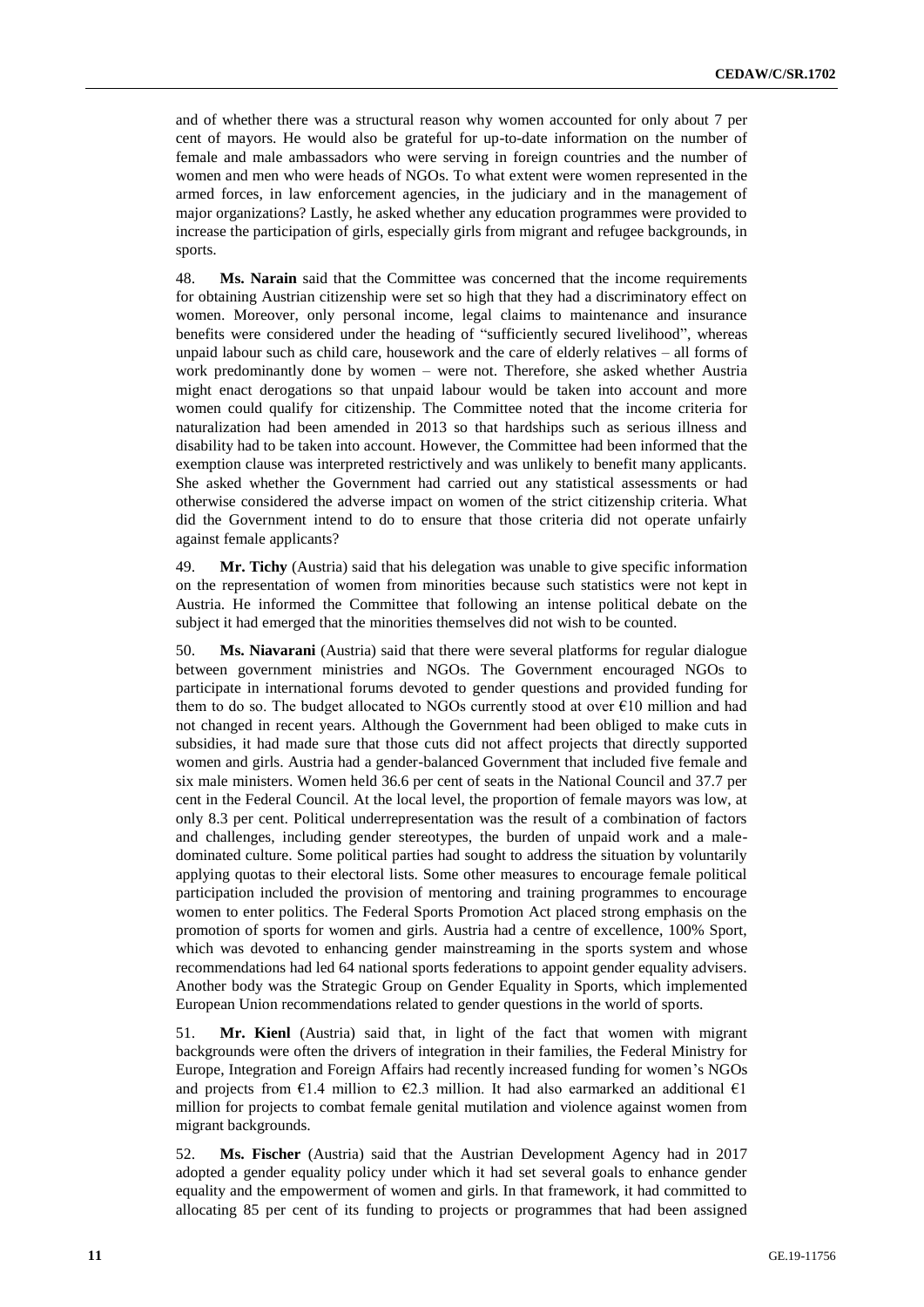and of whether there was a structural reason why women accounted for only about 7 per cent of mayors. He would also be grateful for up-to-date information on the number of female and male ambassadors who were serving in foreign countries and the number of women and men who were heads of NGOs. To what extent were women represented in the armed forces, in law enforcement agencies, in the judiciary and in the management of major organizations? Lastly, he asked whether any education programmes were provided to increase the participation of girls, especially girls from migrant and refugee backgrounds, in sports.

48. **Ms. Narain** said that the Committee was concerned that the income requirements for obtaining Austrian citizenship were set so high that they had a discriminatory effect on women. Moreover, only personal income, legal claims to maintenance and insurance benefits were considered under the heading of "sufficiently secured livelihood", whereas unpaid labour such as child care, housework and the care of elderly relatives – all forms of work predominantly done by women – were not. Therefore, she asked whether Austria might enact derogations so that unpaid labour would be taken into account and more women could qualify for citizenship. The Committee noted that the income criteria for naturalization had been amended in 2013 so that hardships such as serious illness and disability had to be taken into account. However, the Committee had been informed that the exemption clause was interpreted restrictively and was unlikely to benefit many applicants. She asked whether the Government had carried out any statistical assessments or had otherwise considered the adverse impact on women of the strict citizenship criteria. What did the Government intend to do to ensure that those criteria did not operate unfairly against female applicants?

49. **Mr. Tichy** (Austria) said that his delegation was unable to give specific information on the representation of women from minorities because such statistics were not kept in Austria. He informed the Committee that following an intense political debate on the subject it had emerged that the minorities themselves did not wish to be counted.

50. **Ms. Niavarani** (Austria) said that there were several platforms for regular dialogue between government ministries and NGOs. The Government encouraged NGOs to participate in international forums devoted to gender questions and provided funding for them to do so. The budget allocated to NGOs currently stood at over €10 million and had not changed in recent years. Although the Government had been obliged to make cuts in subsidies, it had made sure that those cuts did not affect projects that directly supported women and girls. Austria had a gender-balanced Government that included five female and six male ministers. Women held 36.6 per cent of seats in the National Council and 37.7 per cent in the Federal Council. At the local level, the proportion of female mayors was low, at only 8.3 per cent. Political underrepresentation was the result of a combination of factors and challenges, including gender stereotypes, the burden of unpaid work and a male-dominated culture. Some political parties had sought to address the situation by voluntarily applying quotas to their electoral lists. Some other measures to encourage female political participation included the provision of mentoring and training programmes to encourage women to enter politics. The Federal Sports Promotion Act placed strong emphasis on the promotion of sports for women and girls. Austria had a centre of excellence, 100% Sport, which was devoted to enhancing gender mainstreaming in the sports system and whose recommendations had led 64 national sports federations to appoint gender equality advisers. Another body was the Strategic Group on Gender Equality in Sports, which implemented European Union recommendations related to gender questions in the world of sports.

51. **Mr. Kienl** (Austria) said that, in light of the fact that women with migrant backgrounds were often the drivers of integration in their families, the Federal Ministry for Europe, Integration and Foreign Affairs had recently increased funding for women's NGOs and projects from €1.4 million to €2.3 million. It had also earmarked an additional €1 million for projects to combat female genital mutilation and violence against women from migrant backgrounds.

52. **Ms. Fischer** (Austria) said that the Austrian Development Agency had in 2017 adopted a gender equality policy under which it had set several goals to enhance gender equality and the empowerment of women and girls. In that framework, it had committed to allocating 85 per cent of its funding to projects or programmes that had been assigned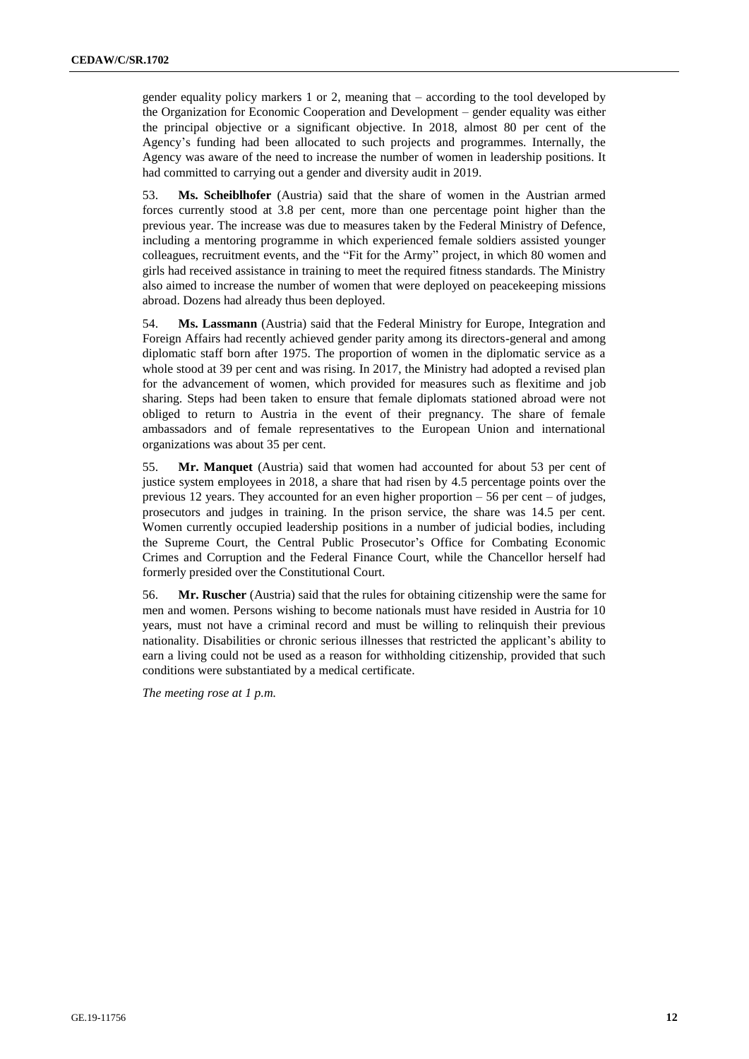gender equality policy markers 1 or 2, meaning that – according to the tool developed by the Organization for Economic Cooperation and Development – gender equality was either the principal objective or a significant objective. In 2018, almost 80 per cent of the Agency's funding had been allocated to such projects and programmes. Internally, the Agency was aware of the need to increase the number of women in leadership positions. It had committed to carrying out a gender and diversity audit in 2019.

53. **Ms. Scheiblhofer** (Austria) said that the share of women in the Austrian armed forces currently stood at 3.8 per cent, more than one percentage point higher than the previous year. The increase was due to measures taken by the Federal Ministry of Defence, including a mentoring programme in which experienced female soldiers assisted younger colleagues, recruitment events, and the "Fit for the Army" project, in which 80 women and girls had received assistance in training to meet the required fitness standards. The Ministry also aimed to increase the number of women that were deployed on peacekeeping missions abroad. Dozens had already thus been deployed.

54. **Ms. Lassmann** (Austria) said that the Federal Ministry for Europe, Integration and Foreign Affairs had recently achieved gender parity among its directors-general and among diplomatic staff born after 1975. The proportion of women in the diplomatic service as a whole stood at 39 per cent and was rising. In 2017, the Ministry had adopted a revised plan for the advancement of women, which provided for measures such as flexitime and job sharing. Steps had been taken to ensure that female diplomats stationed abroad were not obliged to return to Austria in the event of their pregnancy. The share of female ambassadors and of female representatives to the European Union and international organizations was about 35 per cent.

55. **Mr. Manquet** (Austria) said that women had accounted for about 53 per cent of justice system employees in 2018, a share that had risen by 4.5 percentage points over the previous 12 years. They accounted for an even higher proportion – 56 per cent – of judges, prosecutors and judges in training. In the prison service, the share was 14.5 per cent. Women currently occupied leadership positions in a number of judicial bodies, including the Supreme Court, the Central Public Prosecutor's Office for Combating Economic Crimes and Corruption and the Federal Finance Court, while the Chancellor herself had formerly presided over the Constitutional Court.

56. **Mr. Ruscher** (Austria) said that the rules for obtaining citizenship were the same for men and women. Persons wishing to become nationals must have resided in Austria for 10 years, must not have a criminal record and must be willing to relinquish their previous nationality. Disabilities or chronic serious illnesses that restricted the applicant's ability to earn a living could not be used as a reason for withholding citizenship, provided that such conditions were substantiated by a medical certificate.

*The meeting rose at 1 p.m.*